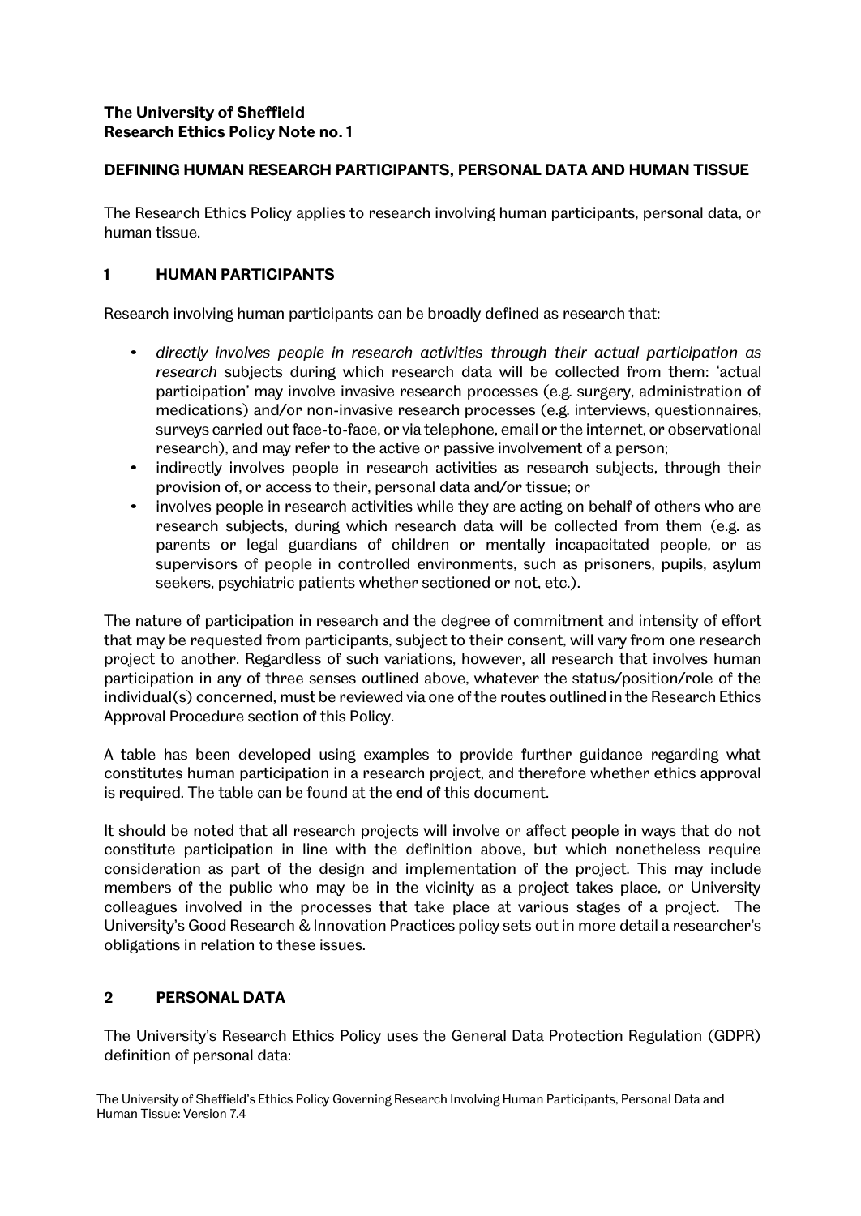**The University of Sheffield**
**Research Ethics Policy Note no. 1**

## DEFINING HUMAN RESEARCH PARTICIPANTS, PERSONAL DATA AND HUMAN TISSUE

The Research Ethics Policy applies to research involving human participants, personal data, or human tissue.

## 1 HUMAN PARTICIPANTS

Research involving human participants can be broadly defined as research that:

- *directly involves people in research activities through their actual participation as research* subjects during which research data will be collected from them: 'actual participation' may involve invasive research processes (e.g. surgery, administration of medications) and/or non-invasive research processes (e.g. interviews, questionnaires, surveys carried out face-to-face, or via telephone, email or the internet, or observational research), and may refer to the active or passive involvement of a person;
- indirectly involves people in research activities as research subjects, through their provision of, or access to their, personal data and/or tissue; or
- involves people in research activities while they are acting on behalf of others who are research subjects, during which research data will be collected from them (e.g. as parents or legal guardians of children or mentally incapacitated people, or as supervisors of people in controlled environments, such as prisoners, pupils, asylum seekers, psychiatric patients whether sectioned or not, etc.).

The nature of participation in research and the degree of commitment and intensity of effort that may be requested from participants, subject to their consent, will vary from one research project to another. Regardless of such variations, however, all research that involves human participation in any of three senses outlined above, whatever the status/position/role of the individual(s) concerned, must be reviewed via one of the routes outlined in the Research Ethics Approval Procedure section of this Policy.

A table has been developed using examples to provide further guidance regarding what constitutes human participation in a research project, and therefore whether ethics approval is required. The table can be found at the end of this document.

It should be noted that all research projects will involve or affect people in ways that do not constitute participation in line with the definition above, but which nonetheless require consideration as part of the design and implementation of the project. This may include members of the public who may be in the vicinity as a project takes place, or University colleagues involved in the processes that take place at various stages of a project. The University's Good Research & Innovation Practices policy sets out in more detail a researcher's obligations in relation to these issues.

## 2 PERSONAL DATA

The University's Research Ethics Policy uses the General Data Protection Regulation (GDPR) definition of personal data: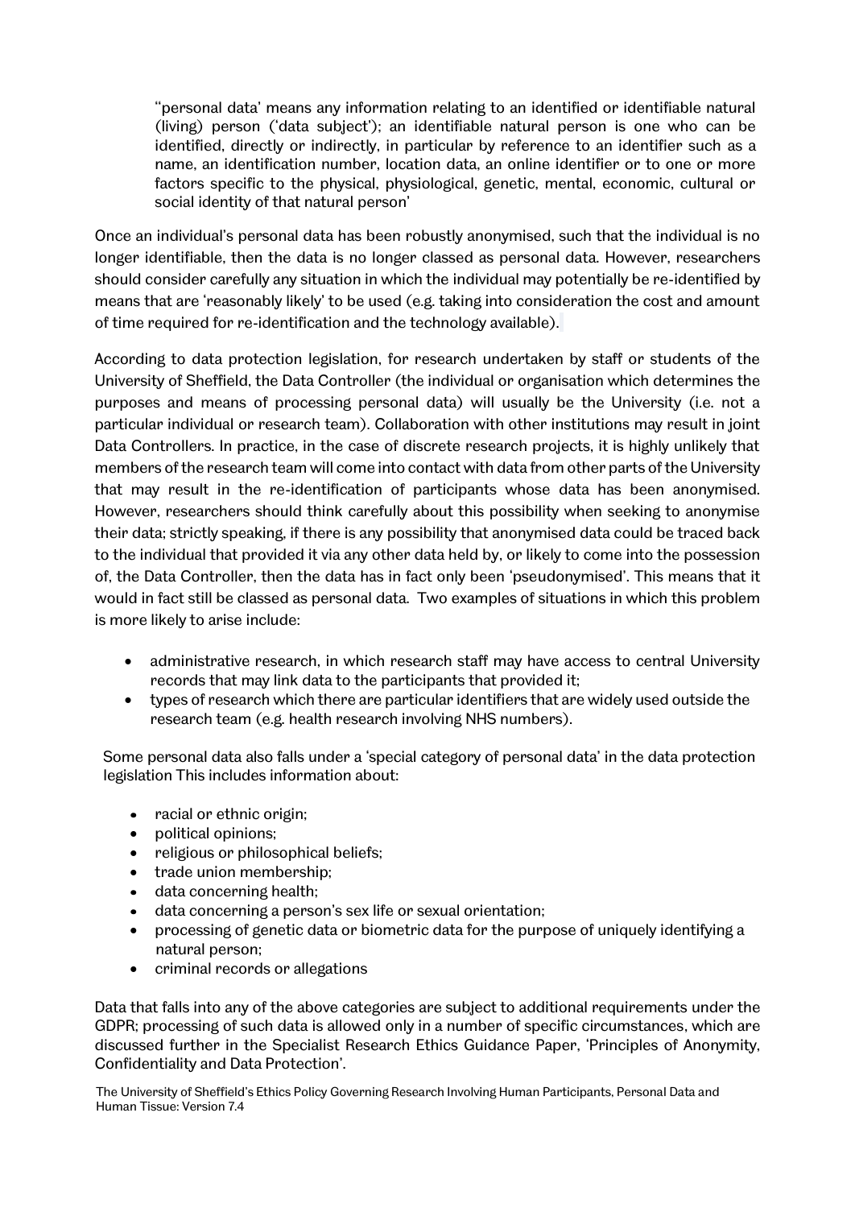"personal data' means any information relating to an identified or identifiable natural (living) person ('data subject'); an identifiable natural person is one who can be identified, directly or indirectly, in particular by reference to an identifier such as a name, an identification number, location data, an online identifier or to one or more factors specific to the physical, physiological, genetic, mental, economic, cultural or social identity of that natural person'

Once an individual's personal data has been robustly anonymised, such that the individual is no longer identifiable, then the data is no longer classed as personal data. However, researchers should consider carefully any situation in which the individual may potentially be re-identified by means that are 'reasonably likely' to be used (e.g. taking into consideration the cost and amount of time required for re-identification and the technology available).

According to data protection legislation, for research undertaken by staff or students of the University of Sheffield, the Data Controller (the individual or organisation which determines the purposes and means of processing personal data) will usually be the University (i.e. not a particular individual or research team). Collaboration with other institutions may result in joint Data Controllers. In practice, in the case of discrete research projects, it is highly unlikely that members of the research team will come into contact with data from other parts of the University that may result in the re-identification of participants whose data has been anonymised. However, researchers should think carefully about this possibility when seeking to anonymise their data; strictly speaking, if there is any possibility that anonymised data could be traced back to the individual that provided it via any other data held by, or likely to come into the possession of, the Data Controller, then the data has in fact only been 'pseudonymised'. This means that it would in fact still be classed as personal data. Two examples of situations in which this problem is more likely to arise include:

- administrative research, in which research staff may have access to central University records that may link data to the participants that provided it;
- types of research which there are particular identifiers that are widely used outside the research team (e.g. health research involving NHS numbers).

Some personal data also falls under a 'special category of personal data' in the data protection legislation This includes information about:

- racial or ethnic origin;
- political opinions;
- religious or philosophical beliefs;
- trade union membership;
- data concerning health;
- data concerning a person's sex life or sexual orientation;
- processing of genetic data or biometric data for the purpose of uniquely identifying a natural person;
- criminal records or allegations

Data that falls into any of the above categories are subject to additional requirements under the GDPR; processing of such data is allowed only in a number of specific circumstances, which are discussed further in the Specialist Research Ethics Guidance Paper, 'Principles of Anonymity, Confidentiality and Data Protection'.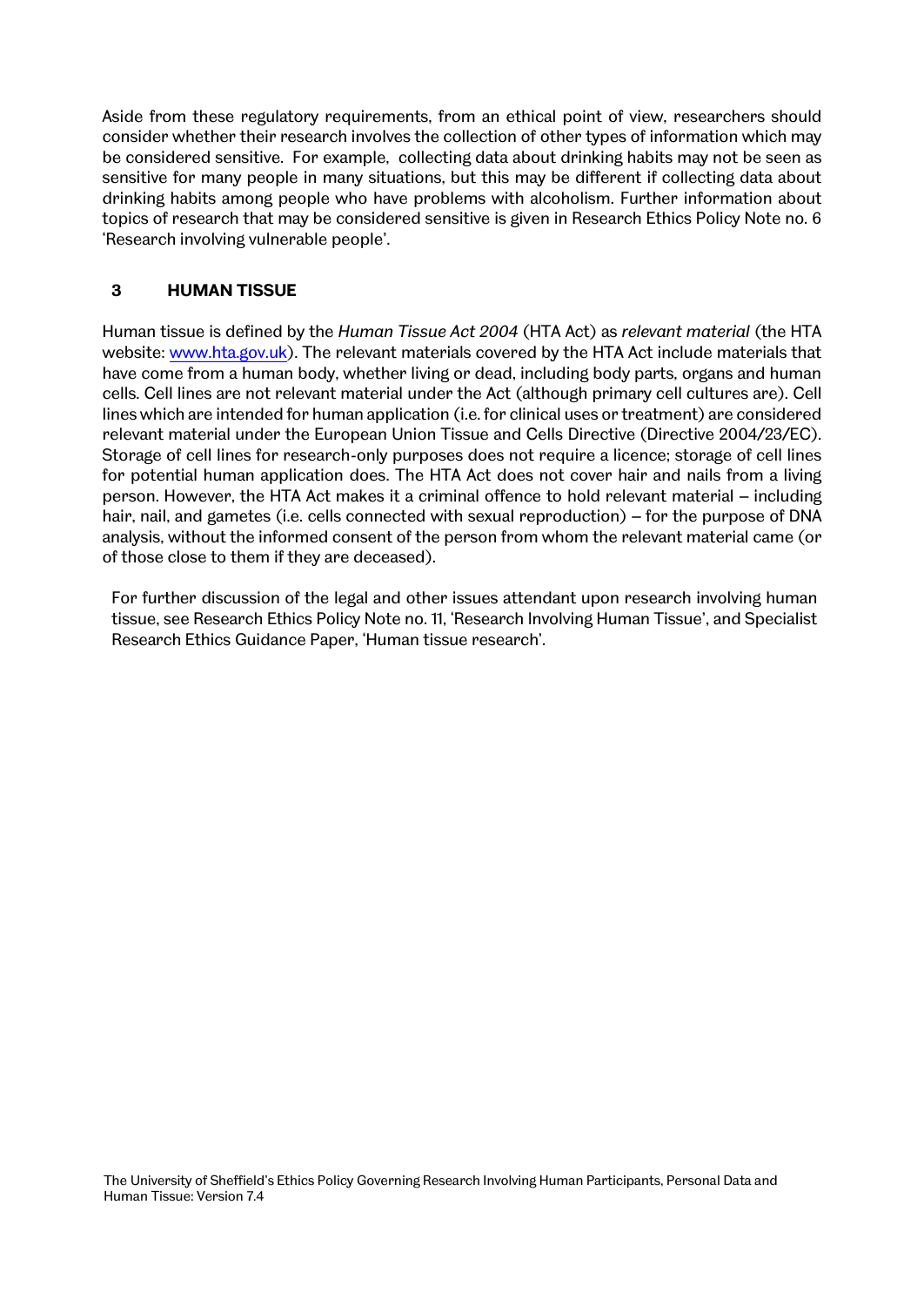Aside from these regulatory requirements, from an ethical point of view, researchers should consider whether their research involves the collection of other types of information which may be considered sensitive. For example, collecting data about drinking habits may not be seen as sensitive for many people in many situations, but this may be different if collecting data about drinking habits among people who have problems with alcoholism. Further information about topics of research that may be considered sensitive is given in Research Ethics Policy Note no. 6 'Research involving vulnerable people'.

## 3 HUMAN TISSUE

Human tissue is defined by the *Human Tissue Act 2004* (HTA Act) as *relevant material* (the HTA website: [www.hta.gov.uk](http://www.hta.gov.uk)). The relevant materials covered by the HTA Act include materials that have come from a human body, whether living or dead, including body parts, organs and human cells. Cell lines are not relevant material under the Act (although primary cell cultures are). Cell lines which are intended for human application (i.e. for clinical uses or treatment) are considered relevant material under the European Union Tissue and Cells Directive (Directive 2004/23/EC). Storage of cell lines for research-only purposes does not require a licence; storage of cell lines for potential human application does. The HTA Act does not cover hair and nails from a living person. However, the HTA Act makes it a criminal offence to hold relevant material – including hair, nail, and gametes (i.e. cells connected with sexual reproduction) – for the purpose of DNA analysis, without the informed consent of the person from whom the relevant material came (or of those close to them if they are deceased).

For further discussion of the legal and other issues attendant upon research involving human tissue, see Research Ethics Policy Note no. 11, 'Research Involving Human Tissue', and Specialist Research Ethics Guidance Paper, 'Human tissue research'.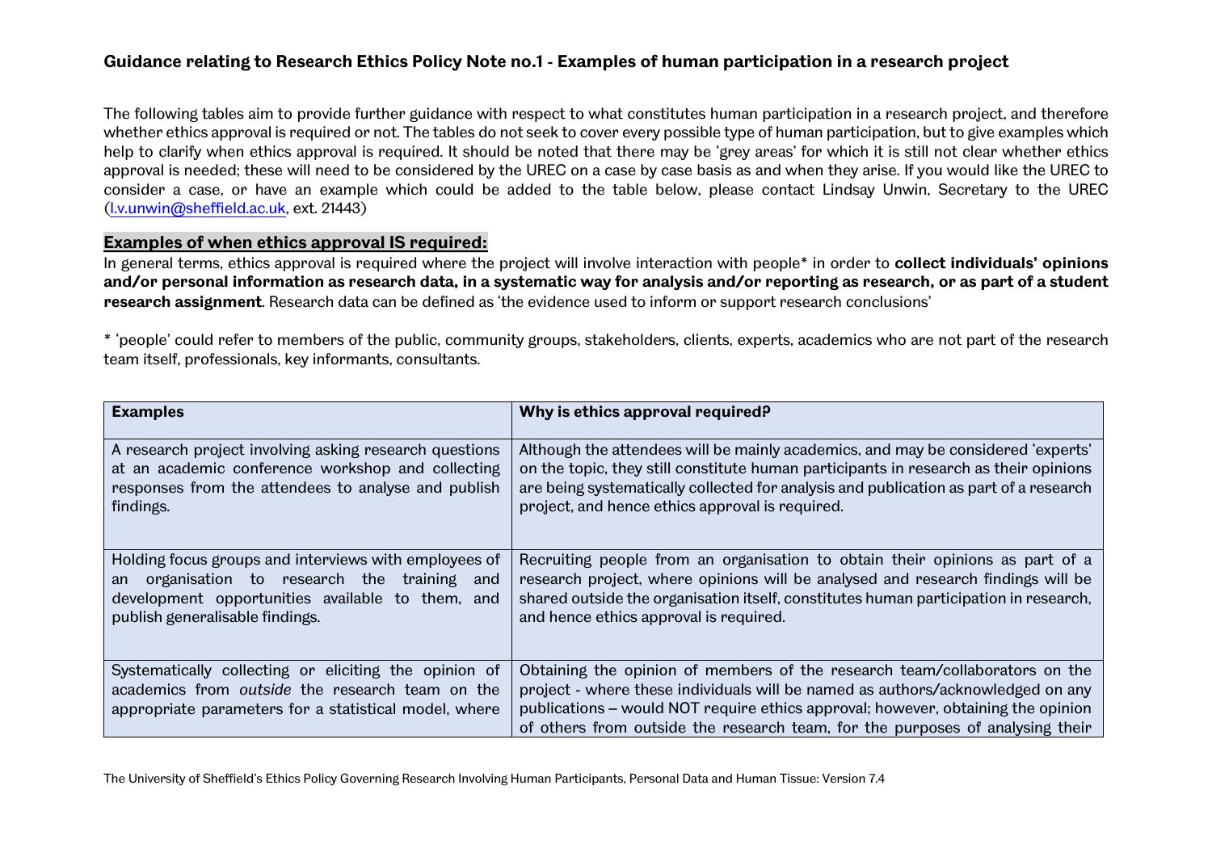## Guidance relating to Research Ethics Policy Note no.1 - Examples of human participation in a research project

The following tables aim to provide further guidance with respect to what constitutes human participation in a research project, and therefore whether ethics approval is required or not. The tables do not seek to cover every possible type of human participation, but to give examples which help to clarify when ethics approval is required. It should be noted that there may be 'grey areas' for which it is still not clear whether ethics approval is needed; these will need to be considered by the UREC on a case by case basis as and when they arise. If you would like the UREC to consider a case, or have an example which could be added to the table below, please contact Lindsay Unwin, Secretary to the UREC ([l.v.unwin@sheffield.ac.uk](mailto:l.v.unwin@sheffield.ac.uk), ext. 21443)

### Examples of when ethics approval IS required:

In general terms, ethics approval is required where the project will involve interaction with people* in order to **collect individuals' opinions and/or personal information as research data, in a systematic way for analysis and/or reporting as research, or as part of a student research assignment**. Research data can be defined as 'the evidence used to inform or support research conclusions'

* 'people' could refer to members of the public, community groups, stakeholders, clients, experts, academics who are not part of the research team itself, professionals, key informants, consultants.

| **Examples** | **Why is ethics approval required?** |
|---|---|
| A research project involving asking research questions at an academic conference workshop and collecting responses from the attendees to analyse and publish findings. | Although the attendees will be mainly academics, and may be considered 'experts' on the topic, they still constitute human participants in research as their opinions are being systematically collected for analysis and publication as part of a research project, and hence ethics approval is required. |
| Holding focus groups and interviews with employees of an organisation to research the training and development opportunities available to them, and publish generalisable findings. | Recruiting people from an organisation to obtain their opinions as part of a research project, where opinions will be analysed and research findings will be shared outside the organisation itself, constitutes human participation in research, and hence ethics approval is required. |
| Systematically collecting or eliciting the opinion of academics from *outside* the research team on the appropriate parameters for a statistical model, where | Obtaining the opinion of members of the research team/collaborators on the project - where these individuals will be named as authors/acknowledged on any publications – would NOT require ethics approval; however, obtaining the opinion of others from outside the research team, for the purposes of analysing their |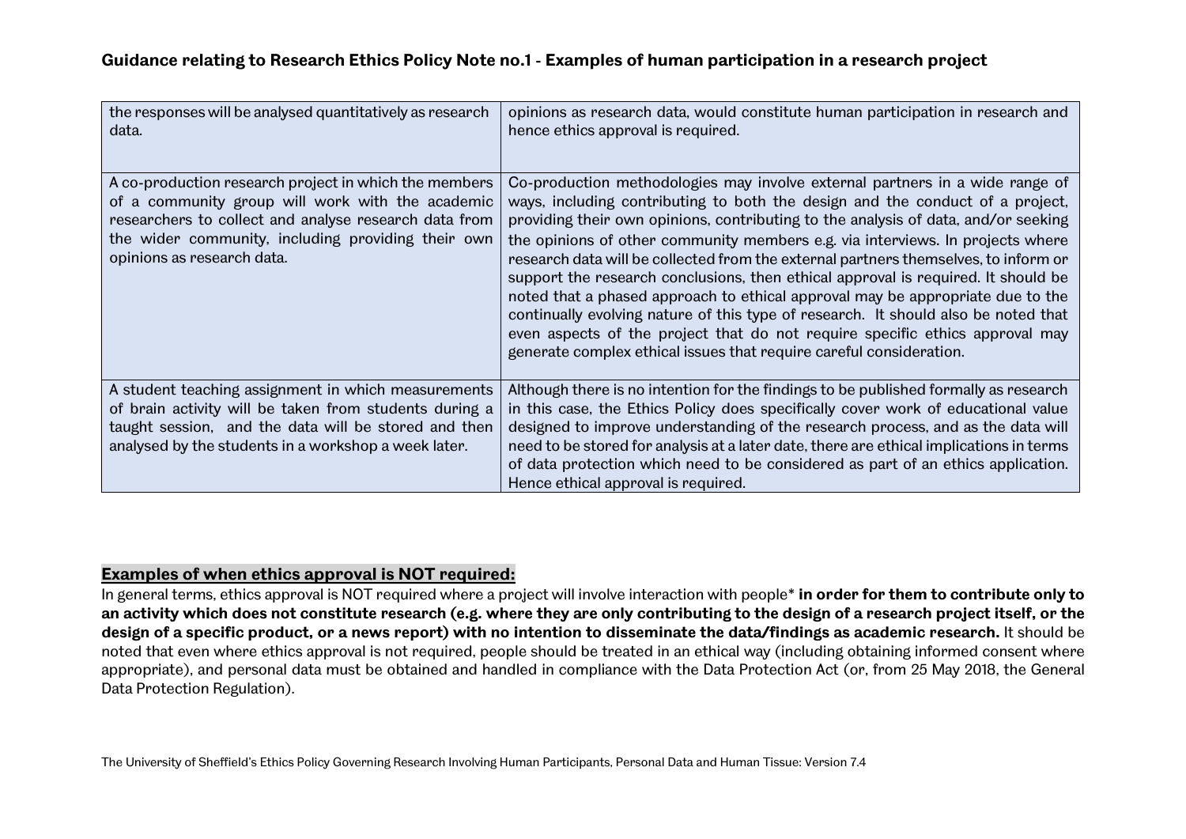| | |
|---|---|
| the responses will be analysed quantitatively as research data. | opinions as research data, would constitute human participation in research and hence ethics approval is required. |
| A co-production research project in which the members of a community group will work with the academic researchers to collect and analyse research data from the wider community, including providing their own opinions as research data. | Co-production methodologies may involve external partners in a wide range of ways, including contributing to both the design and the conduct of a project, providing their own opinions, contributing to the analysis of data, and/or seeking the opinions of other community members e.g. via interviews. In projects where research data will be collected from the external partners themselves, to inform or support the research conclusions, then ethical approval is required. It should be noted that a phased approach to ethical approval may be appropriate due to the continually evolving nature of this type of research. It should also be noted that even aspects of the project that do not require specific ethics approval may generate complex ethical issues that require careful consideration. |
| A student teaching assignment in which measurements of brain activity will be taken from students during a taught session, and the data will be stored and then analysed by the students in a workshop a week later. | Although there is no intention for the findings to be published formally as research in this case, the Ethics Policy does specifically cover work of educational value designed to improve understanding of the research process, and as the data will need to be stored for analysis at a later date, there are ethical implications in terms of data protection which need to be considered as part of an ethics application. Hence ethical approval is required. |

## Examples of when ethics approval is NOT required:

In general terms, ethics approval is NOT required where a project will involve interaction with people* **in order for them to contribute only to an activity which does not constitute research (e.g. where they are only contributing to the design of a research project itself, or the design of a specific product, or a news report) with no intention to disseminate the data/findings as academic research.** It should be noted that even where ethics approval is not required, people should be treated in an ethical way (including obtaining informed consent where appropriate), and personal data must be obtained and handled in compliance with the Data Protection Act (or, from 25 May 2018, the General Data Protection Regulation).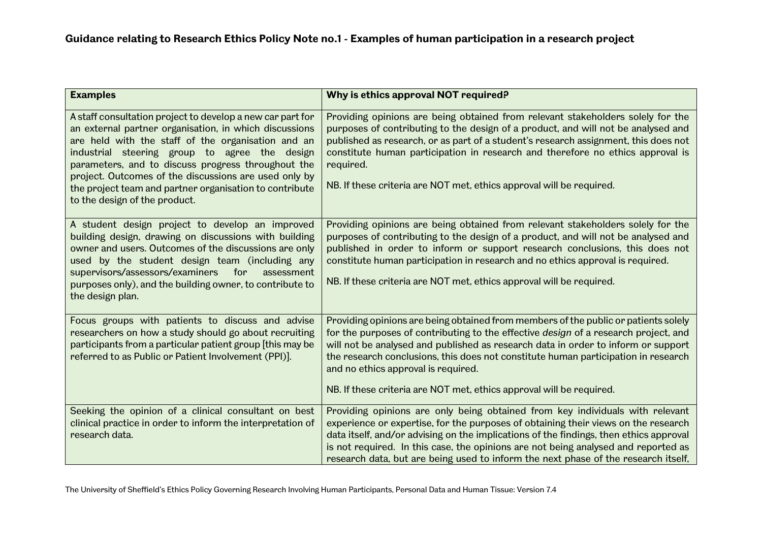## Guidance relating to Research Ethics Policy Note no.1 - Examples of human participation in a research project

| Examples | Why is ethics approval NOT required? |
|---|---|
| A staff consultation project to develop a new car part for an external partner organisation, in which discussions are held with the staff of the organisation and an industrial steering group to agree the design parameters, and to discuss progress throughout the project. Outcomes of the discussions are used only by the project team and partner organisation to contribute to the design of the product. | Providing opinions are being obtained from relevant stakeholders solely for the purposes of contributing to the design of a product, and will not be analysed and published as research, or as part of a student's research assignment, this does not constitute human participation in research and therefore no ethics approval is required.<br><br>NB. If these criteria are NOT met, ethics approval will be required. |
| A student design project to develop an improved building design, drawing on discussions with building owner and users. Outcomes of the discussions are only used by the student design team (including any supervisors/assessors/examiners for assessment purposes only), and the building owner, to contribute to the design plan. | Providing opinions are being obtained from relevant stakeholders solely for the purposes of contributing to the design of a product, and will not be analysed and published in order to inform or support research conclusions, this does not constitute human participation in research and no ethics approval is required.<br><br>NB. If these criteria are NOT met, ethics approval will be required. |
| Focus groups with patients to discuss and advise researchers on how a study should go about recruiting participants from a particular patient group [this may be referred to as Public or Patient Involvement (PPI)]. | Providing opinions are being obtained from members of the public or patients solely for the purposes of contributing to the effective *design* of a research project, and will not be analysed and published as research data in order to inform or support the research conclusions, this does not constitute human participation in research and no ethics approval is required.<br><br>NB. If these criteria are NOT met, ethics approval will be required. |
| Seeking the opinion of a clinical consultant on best clinical practice in order to inform the interpretation of research data. | Providing opinions are only being obtained from key individuals with relevant experience or expertise, for the purposes of obtaining their views on the research data itself, and/or advising on the implications of the findings, then ethics approval is not required. In this case, the opinions are not being analysed and reported as research data, but are being used to inform the next phase of the research itself, |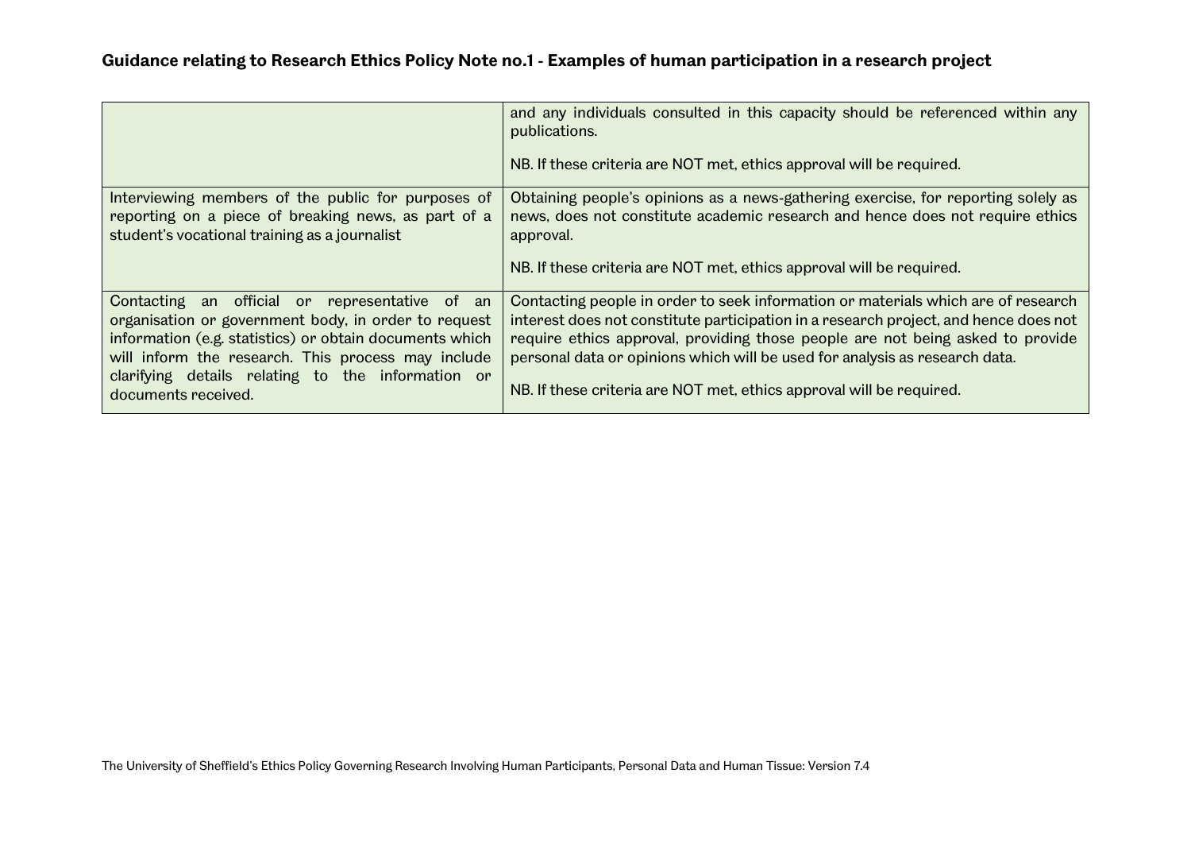## Guidance relating to Research Ethics Policy Note no.1 - Examples of human participation in a research project

| | |
|---|---|
| | and any individuals consulted in this capacity should be referenced within any publications.<br><br>NB. If these criteria are NOT met, ethics approval will be required. |
| Interviewing members of the public for purposes of reporting on a piece of breaking news, as part of a student's vocational training as a journalist | Obtaining people's opinions as a news-gathering exercise, for reporting solely as news, does not constitute academic research and hence does not require ethics approval.<br><br>NB. If these criteria are NOT met, ethics approval will be required. |
| Contacting an official or representative of an organisation or government body, in order to request information (e.g. statistics) or obtain documents which will inform the research. This process may include clarifying details relating to the information or documents received. | Contacting people in order to seek information or materials which are of research interest does not constitute participation in a research project, and hence does not require ethics approval, providing those people are not being asked to provide personal data or opinions which will be used for analysis as research data.<br><br>NB. If these criteria are NOT met, ethics approval will be required. |